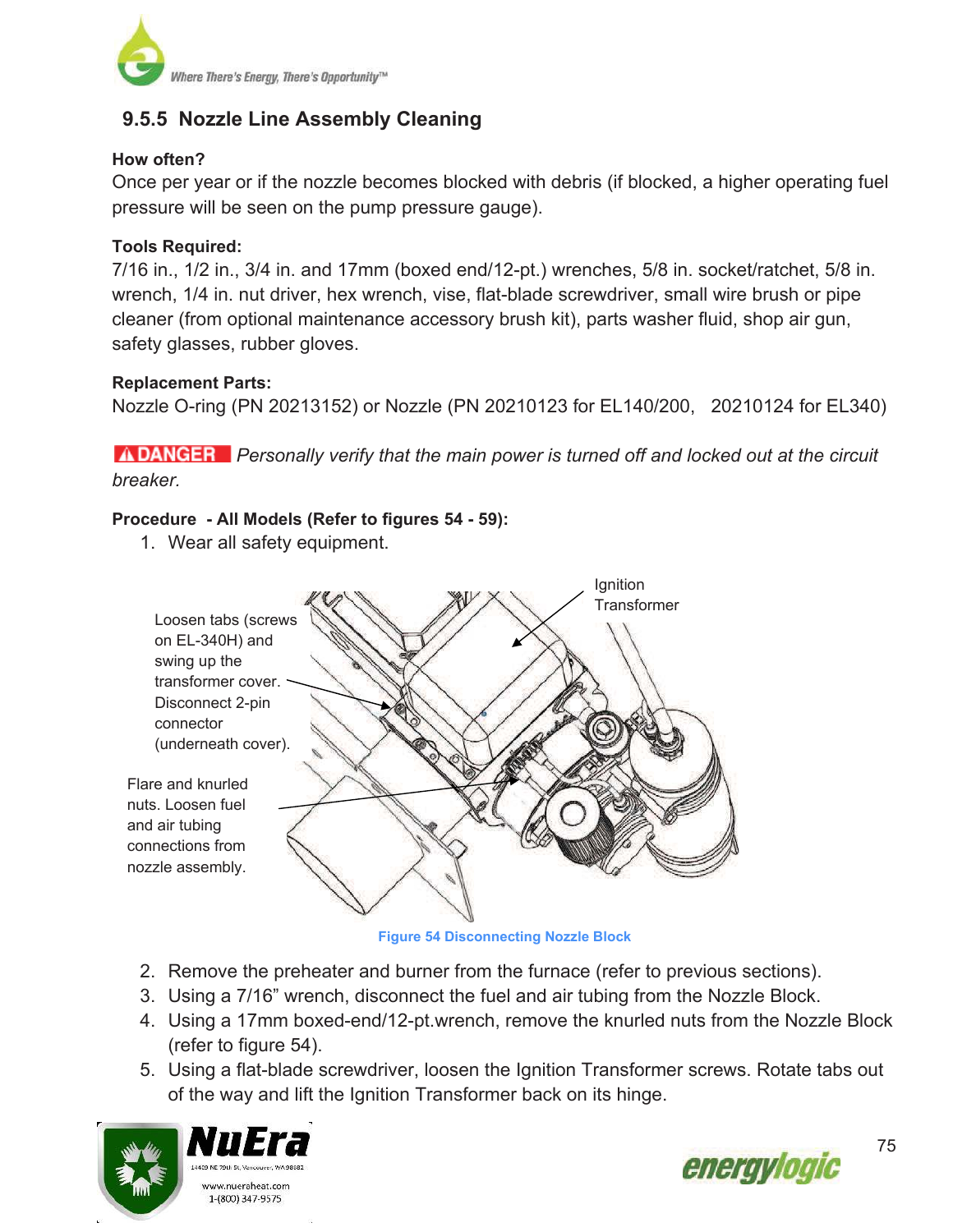### 9.5.5 Nozzle Line Assembly Cleaning

**How often?**

Once per year or if the nozzle becomes blocked with debris (if blocked, a higher operating fuel pressure will be seen on the pump pressure gauge).

**Tools Required:**

7/16 in., 1/2 in., 3/4 in. and 17mm (boxed end/12-pt.) wrenches, 5/8 in. socket/ratchet, 5/8 in. wrench, 1/4 in. nut driver, hex wrench, vise, flat-blade screwdriver, small wire brush or pipe cleaner (from optional maintenance accessory brush kit), parts washer fluid, shop air gun, safety glasses, rubber gloves.

**Replacement Parts:**

Nozzle O-ring (PN 20213152) or Nozzle (PN 20210123 for EL140/200, 20210124 for EL340)

**⚠DANGER** *Personally verify that the main power is turned off and locked out at the circuit breaker.*

**Procedure - All Models (Refer to figures 54 - 59):**

1. Wear all safety equipment.

Loosen tabs (screws on EL-340H) and swing up the transformer cover. Disconnect 2-pin connector (underneath cover).

Ignition Transformer

Flare and knurled nuts. Loosen fuel and air tubing connections from nozzle assembly.

Figure 54 Disconnecting Nozzle Block

2. Remove the preheater and burner from the furnace (refer to previous sections).
3. Using a 7/16" wrench, disconnect the fuel and air tubing from the Nozzle Block.
4. Using a 17mm boxed-end/12-pt.wrench, remove the knurled nuts from the Nozzle Block (refer to figure 54).
5. Using a flat-blade screwdriver, loosen the Ignition Transformer screws. Rotate tabs out of the way and lift the Ignition Transformer back on its hinge.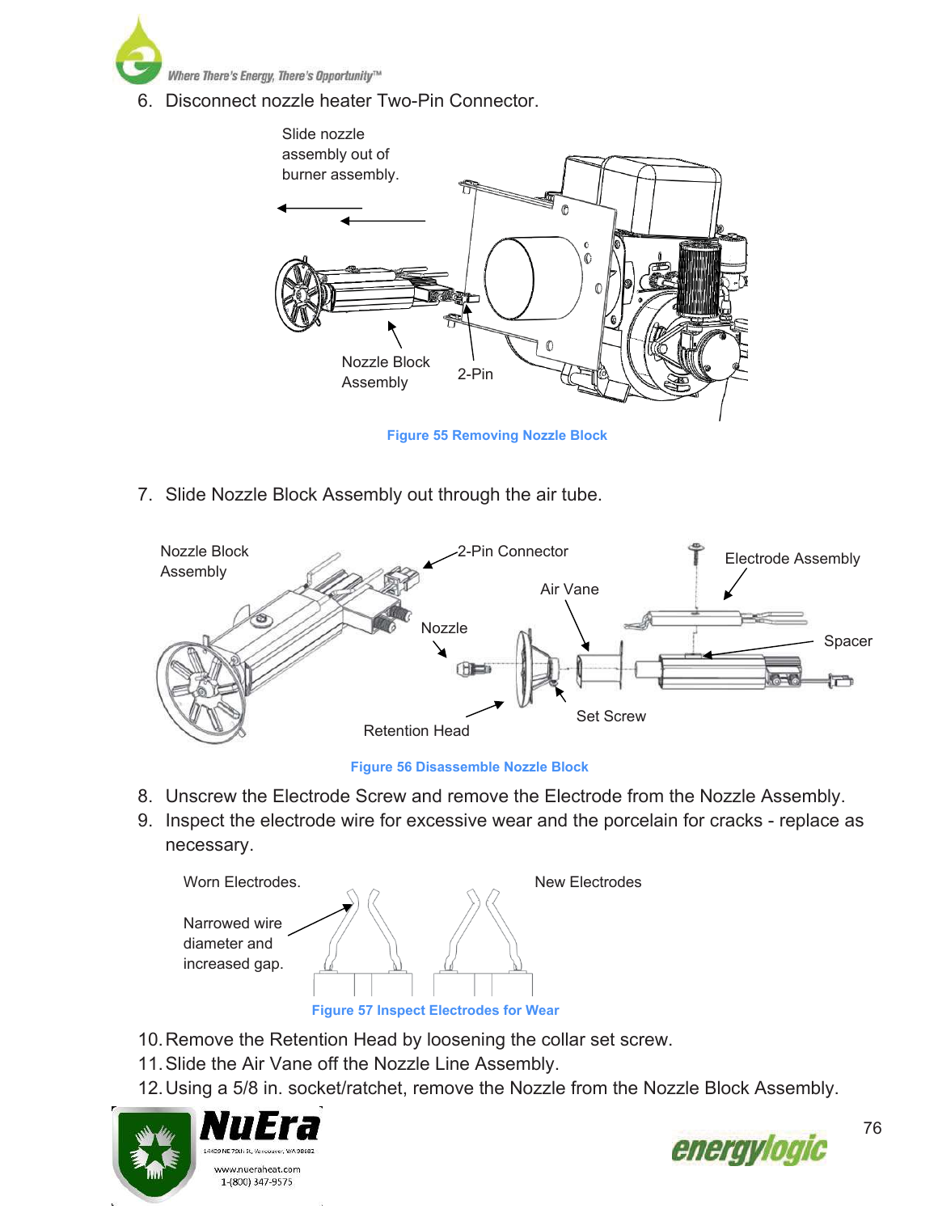6. Disconnect nozzle heater Two-Pin Connector.

Slide nozzle assembly out of burner assembly.

Nozzle Block Assembly

2-Pin

Figure 55 Removing Nozzle Block

7. Slide Nozzle Block Assembly out through the air tube.

Nozzle Block Assembly

2-Pin Connector

Electrode Assembly

Air Vane

Nozzle

Spacer

Set Screw

Retention Head

Figure 56 Disassemble Nozzle Block

8. Unscrew the Electrode Screw and remove the Electrode from the Nozzle Assembly.
9. Inspect the electrode wire for excessive wear and the porcelain for cracks - replace as necessary.

Worn Electrodes.

Narrowed wire diameter and increased gap.

New Electrodes

Figure 57 Inspect Electrodes for Wear

10. Remove the Retention Head by loosening the collar set screw.
11. Slide the Air Vane off the Nozzle Line Assembly.
12. Using a 5/8 in. socket/ratchet, remove the Nozzle from the Nozzle Block Assembly.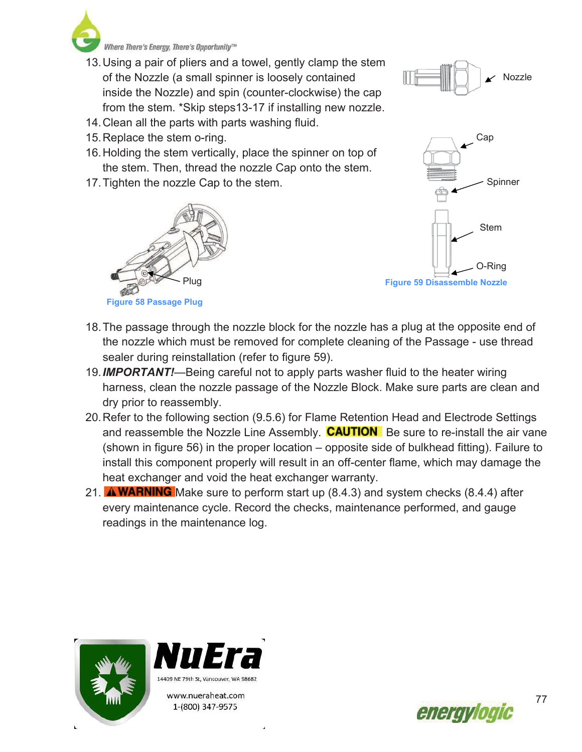13. Using a pair of pliers and a towel, gently clamp the stem of the Nozzle (a small spinner is loosely contained inside the Nozzle) and spin (counter-clockwise) the cap from the stem. *Skip steps13-17 if installing new nozzle.
14. Clean all the parts with parts washing fluid.
15. Replace the stem o-ring.
16. Holding the stem vertically, place the spinner on top of the stem. Then, thread the nozzle Cap onto the stem.
17. Tighten the nozzle Cap to the stem.

Plug

Figure 58 Passage Plug

Nozzle

Cap

Spinner

Stem

O-Ring

Figure 59 Disassemble Nozzle

18. The passage through the nozzle block for the nozzle has a plug at the opposite end of the nozzle which must be removed for complete cleaning of the Passage - use thread sealer during reinstallation (refer to figure 59).
19. ***IMPORTANT!***—Being careful not to apply parts washer fluid to the heater wiring harness, clean the nozzle passage of the Nozzle Block. Make sure parts are clean and dry prior to reassembly.
20. Refer to the following section (9.5.6) for Flame Retention Head and Electrode Settings and reassemble the Nozzle Line Assembly. **CAUTION** Be sure to re-install the air vane (shown in figure 56) in the proper location – opposite side of bulkhead fitting). Failure to install this component properly will result in an off-center flame, which may damage the heat exchanger and void the heat exchanger warranty.
21. **⚠WARNING** Make sure to perform start up (8.4.3) and system checks (8.4.4) after every maintenance cycle. Record the checks, maintenance performed, and gauge readings in the maintenance log.